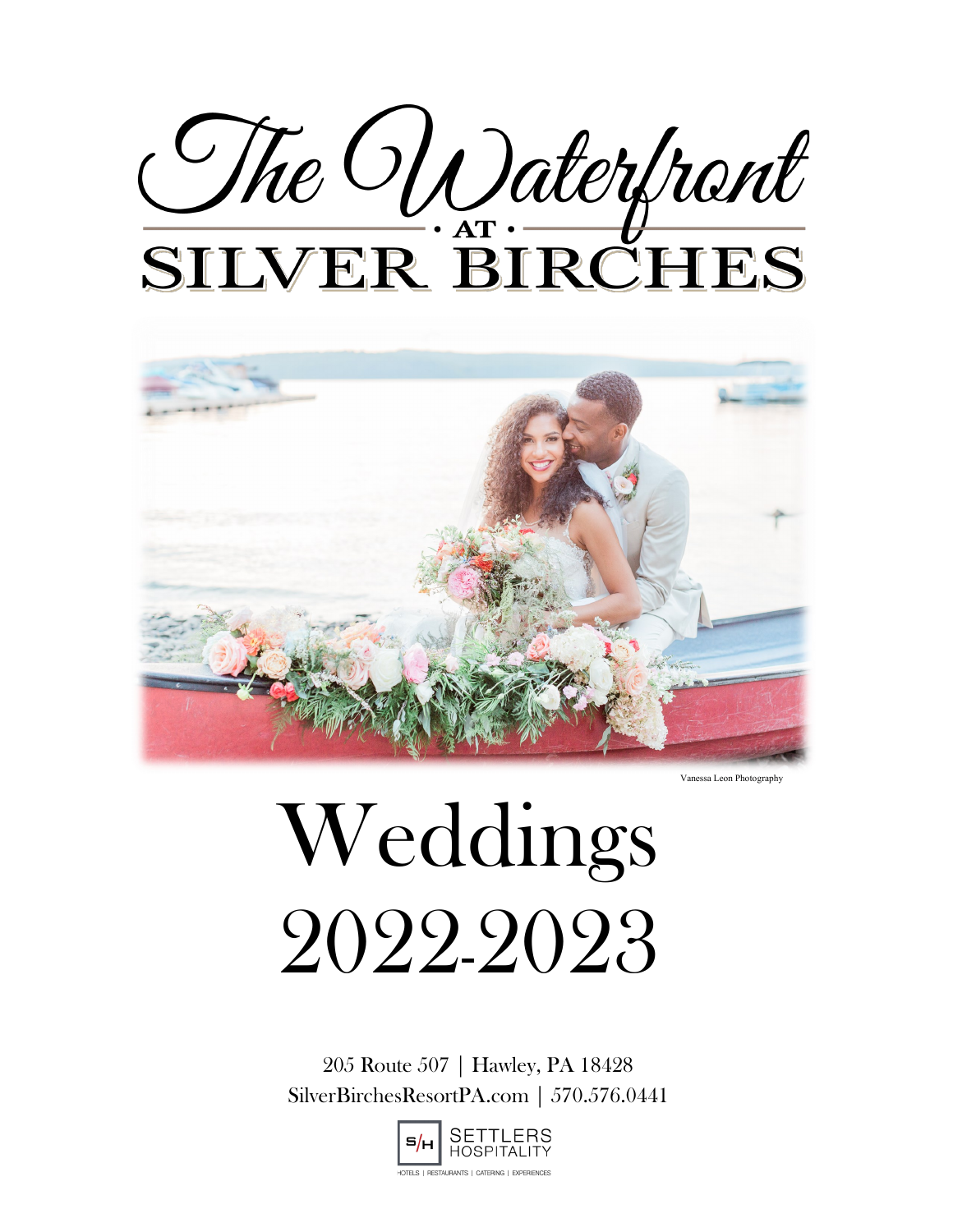# The Waterfront

AT

# SILVER BIRCHES

Vanessa Leon Photography

# Weddings

# 2022-2023

205 Route 507 | Hawley, PA 18428

SilverBirchesResortPA.com | 570.576.0441

S/H SETTLERS HOSPITALITY

HOTELS | RESTAURANTS | CATERING | EXPERIENCES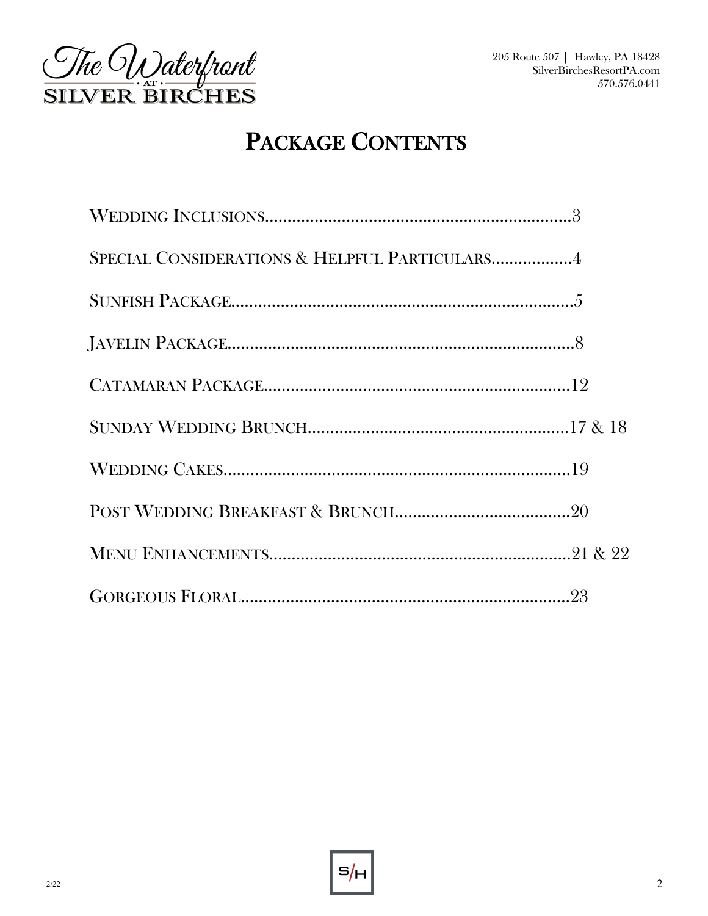# Package Contents

Wedding Inclusions....................................................................3

Special Considerations & Helpful Particulars..................4

Sunfish Package.............................................................................5

Javelin Package.............................................................................8

Catamaran Package....................................................................12

Sunday Wedding Brunch..........................................................17 & 18

Wedding Cakes.............................................................................19

Post Wedding Breakfast & Brunch.......................................20

Menu Enhancements...................................................................21 & 22

Gorgeous Floral..........................................................................23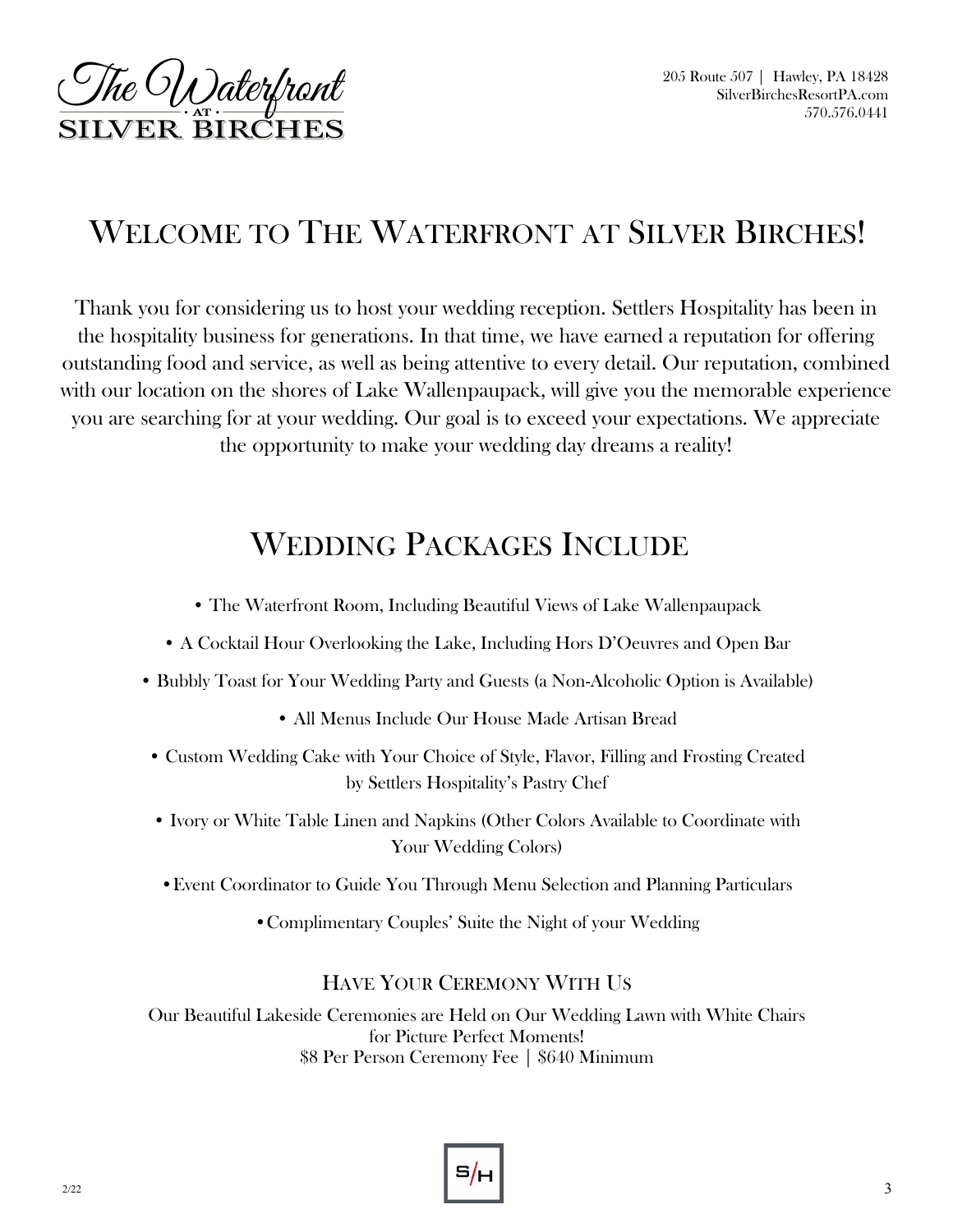205 Route 507 | Hawley, PA 18428
SilverBirchesResortPA.com
570.576.0441

# Welcome to The Waterfront at Silver Birches!

Thank you for considering us to host your wedding reception. Settlers Hospitality has been in the hospitality business for generations. In that time, we have earned a reputation for offering outstanding food and service, as well as being attentive to every detail. Our reputation, combined with our location on the shores of Lake Wallenpaupack, will give you the memorable experience you are searching for at your wedding. Our goal is to exceed your expectations. We appreciate the opportunity to make your wedding day dreams a reality!

# Wedding Packages Include

- The Waterfront Room, Including Beautiful Views of Lake Wallenpaupack
- A Cocktail Hour Overlooking the Lake, Including Hors D'Oeuvres and Open Bar
- Bubbly Toast for Your Wedding Party and Guests (a Non-Alcoholic Option is Available)
- All Menus Include Our House Made Artisan Bread
- Custom Wedding Cake with Your Choice of Style, Flavor, Filling and Frosting Created by Settlers Hospitality's Pastry Chef
- Ivory or White Table Linen and Napkins (Other Colors Available to Coordinate with Your Wedding Colors)
- Event Coordinator to Guide You Through Menu Selection and Planning Particulars
- Complimentary Couples' Suite the Night of your Wedding

## Have Your Ceremony With Us

Our Beautiful Lakeside Ceremonies are Held on Our Wedding Lawn with White Chairs for Picture Perfect Moments!
$8 Per Person Ceremony Fee | $640 Minimum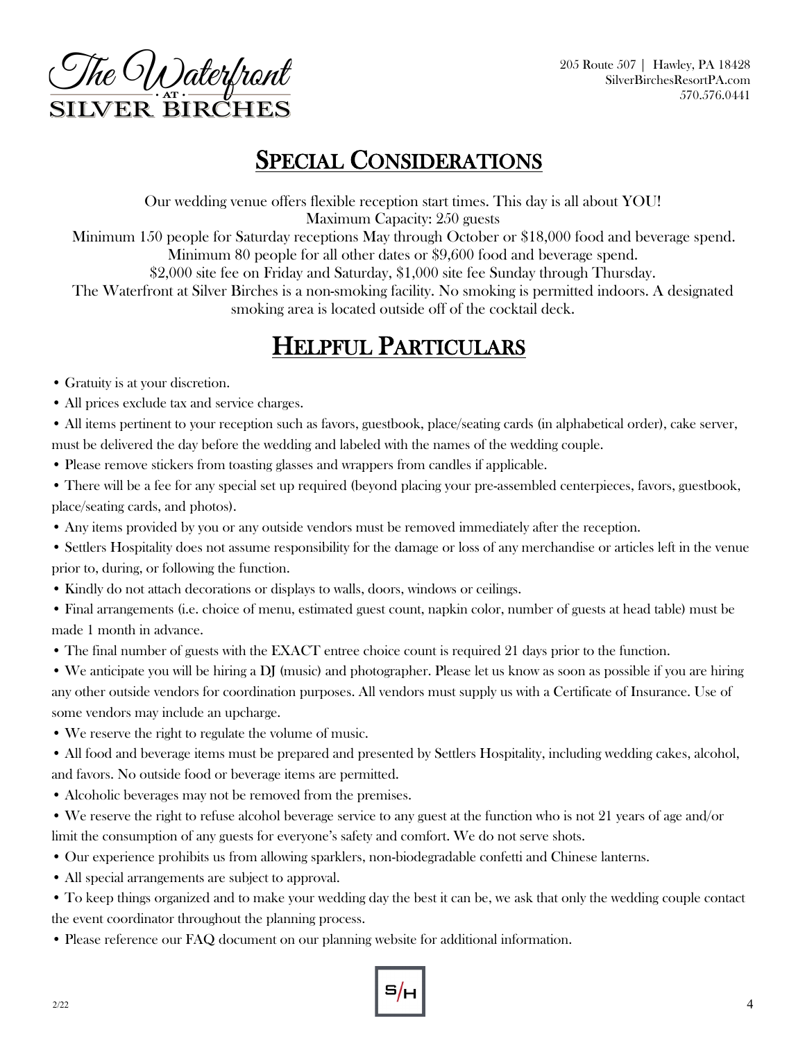## Special Considerations

Our wedding venue offers flexible reception start times. This day is all about YOU!
Maximum Capacity: 250 guests
Minimum 150 people for Saturday receptions May through October or $18,000 food and beverage spend.
Minimum 80 people for all other dates or $9,600 food and beverage spend.
$2,000 site fee on Friday and Saturday, $1,000 site fee Sunday through Thursday.
The Waterfront at Silver Birches is a non-smoking facility. No smoking is permitted indoors. A designated smoking area is located outside off of the cocktail deck.

## Helpful Particulars

- Gratuity is at your discretion.
- All prices exclude tax and service charges.
- All items pertinent to your reception such as favors, guestbook, place/seating cards (in alphabetical order), cake server, must be delivered the day before the wedding and labeled with the names of the wedding couple.
- Please remove stickers from toasting glasses and wrappers from candles if applicable.
- There will be a fee for any special set up required (beyond placing your pre-assembled centerpieces, favors, guestbook, place/seating cards, and photos).
- Any items provided by you or any outside vendors must be removed immediately after the reception.
- Settlers Hospitality does not assume responsibility for the damage or loss of any merchandise or articles left in the venue prior to, during, or following the function.
- Kindly do not attach decorations or displays to walls, doors, windows or ceilings.
- Final arrangements (i.e. choice of menu, estimated guest count, napkin color, number of guests at head table) must be made 1 month in advance.
- The final number of guests with the EXACT entree choice count is required 21 days prior to the function.
- We anticipate you will be hiring a DJ (music) and photographer. Please let us know as soon as possible if you are hiring any other outside vendors for coordination purposes. All vendors must supply us with a Certificate of Insurance. Use of some vendors may include an upcharge.
- We reserve the right to regulate the volume of music.
- All food and beverage items must be prepared and presented by Settlers Hospitality, including wedding cakes, alcohol, and favors. No outside food or beverage items are permitted.
- Alcoholic beverages may not be removed from the premises.
- We reserve the right to refuse alcohol beverage service to any guest at the function who is not 21 years of age and/or limit the consumption of any guests for everyone's safety and comfort. We do not serve shots.
- Our experience prohibits us from allowing sparklers, non-biodegradable confetti and Chinese lanterns.
- All special arrangements are subject to approval.
- To keep things organized and to make your wedding day the best it can be, we ask that only the wedding couple contact the event coordinator throughout the planning process.
- Please reference our FAQ document on our planning website for additional information.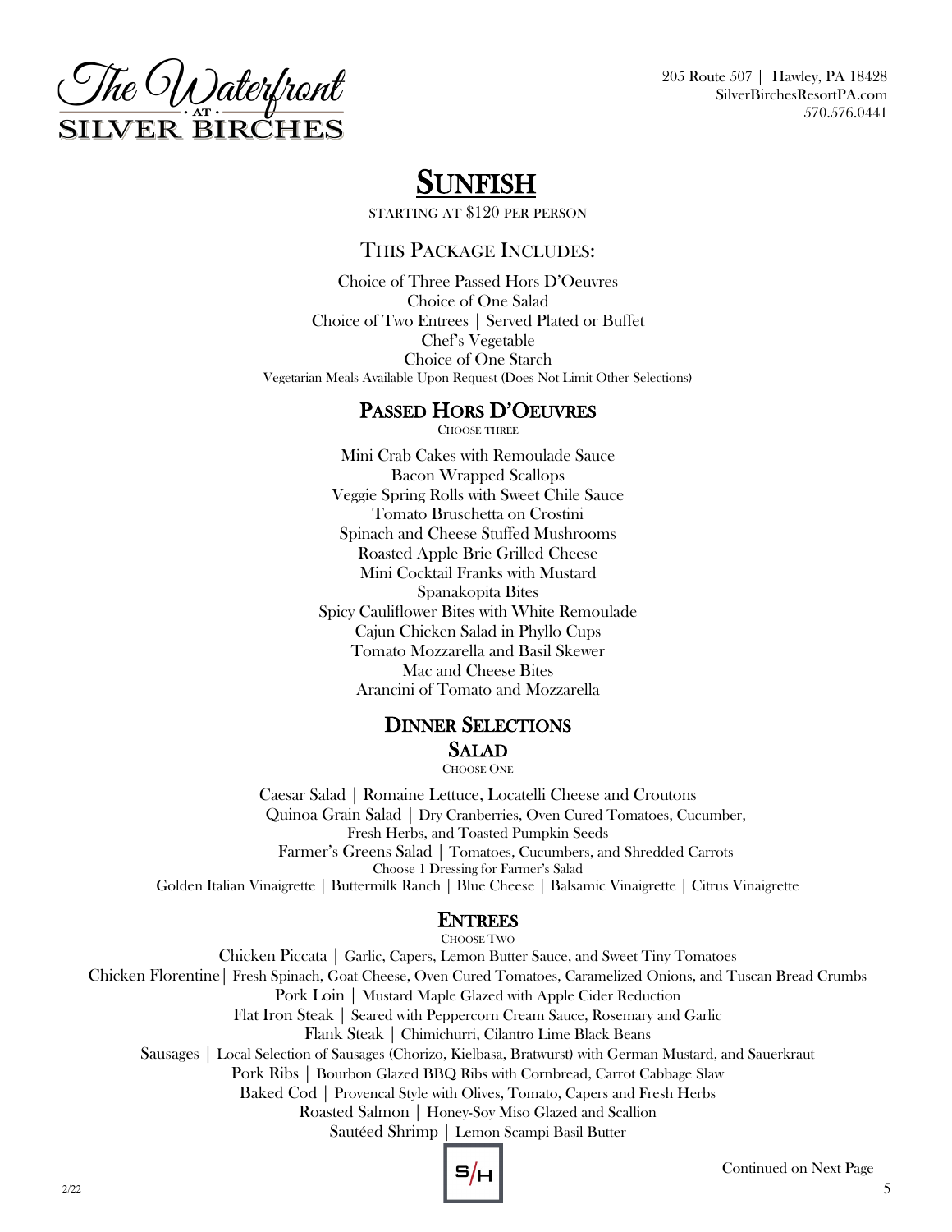The Waterfront at Silver Birches

205 Route 507 | Hawley, PA 18428
SilverBirchesResortPA.com
570.576.0441

# Sunfish

starting at $120 per person

## This Package Includes:

Choice of Three Passed Hors D'Oeuvres
Choice of One Salad
Choice of Two Entrees | Served Plated or Buffet
Chef's Vegetable
Choice of One Starch
Vegetarian Meals Available Upon Request (Does Not Limit Other Selections)

## Passed Hors D'Oeuvres

Choose three

Mini Crab Cakes with Remoulade Sauce
Bacon Wrapped Scallops
Veggie Spring Rolls with Sweet Chile Sauce
Tomato Bruschetta on Crostini
Spinach and Cheese Stuffed Mushrooms
Roasted Apple Brie Grilled Cheese
Mini Cocktail Franks with Mustard
Spanakopita Bites
Spicy Cauliflower Bites with White Remoulade
Cajun Chicken Salad in Phyllo Cups
Tomato Mozzarella and Basil Skewer
Mac and Cheese Bites
Arancini of Tomato and Mozzarella

## Dinner Selections

### Salad

Choose One

Caesar Salad | Romaine Lettuce, Locatelli Cheese and Croutons
Quinoa Grain Salad | Dry Cranberries, Oven Cured Tomatoes, Cucumber, Fresh Herbs, and Toasted Pumpkin Seeds
Farmer's Greens Salad | Tomatoes, Cucumbers, and Shredded Carrots
Choose 1 Dressing for Farmer's Salad
Golden Italian Vinaigrette | Buttermilk Ranch | Blue Cheese | Balsamic Vinaigrette | Citrus Vinaigrette

### Entrees

Choose Two

Chicken Piccata | Garlic, Capers, Lemon Butter Sauce, and Sweet Tiny Tomatoes
Chicken Florentine| Fresh Spinach, Goat Cheese, Oven Cured Tomatoes, Caramelized Onions, and Tuscan Bread Crumbs
Pork Loin | Mustard Maple Glazed with Apple Cider Reduction
Flat Iron Steak | Seared with Peppercorn Cream Sauce, Rosemary and Garlic
Flank Steak | Chimichurri, Cilantro Lime Black Beans
Sausages | Local Selection of Sausages (Chorizo, Kielbasa, Bratwurst) with German Mustard, and Sauerkraut
Pork Ribs | Bourbon Glazed BBQ Ribs with Cornbread, Carrot Cabbage Slaw
Baked Cod | Provencal Style with Olives, Tomato, Capers and Fresh Herbs
Roasted Salmon | Honey-Soy Miso Glazed and Scallion
Sautéed Shrimp | Lemon Scampi Basil Butter

Continued on Next Page

2/22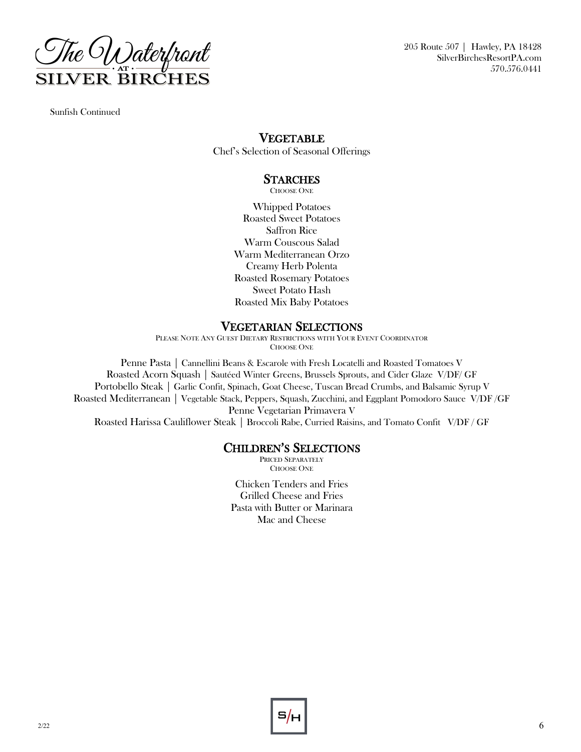Sunfish Continued

## Vegetable

Chef's Selection of Seasonal Offerings

## Starches

Choose One

Whipped Potatoes
Roasted Sweet Potatoes
Saffron Rice
Warm Couscous Salad
Warm Mediterranean Orzo
Creamy Herb Polenta
Roasted Rosemary Potatoes
Sweet Potato Hash
Roasted Mix Baby Potatoes

## Vegetarian Selections

Please Note Any Guest Dietary Restrictions with Your Event Coordinator
Choose One

Penne Pasta | Cannellini Beans & Escarole with Fresh Locatelli and Roasted Tomatoes V
Roasted Acorn Squash | Sautéed Winter Greens, Brussels Sprouts, and Cider Glaze V/DF/ GF
Portobello Steak | Garlic Confit, Spinach, Goat Cheese, Tuscan Bread Crumbs, and Balsamic Syrup V
Roasted Mediterranean | Vegetable Stack, Peppers, Squash, Zucchini, and Eggplant Pomodoro Sauce V/DF /GF
Penne Vegetarian Primavera V
Roasted Harissa Cauliflower Steak | Broccoli Rabe, Curried Raisins, and Tomato Confit V/DF / GF

## Children's Selections

Priced Separately
Choose One

Chicken Tenders and Fries
Grilled Cheese and Fries
Pasta with Butter or Marinara
Mac and Cheese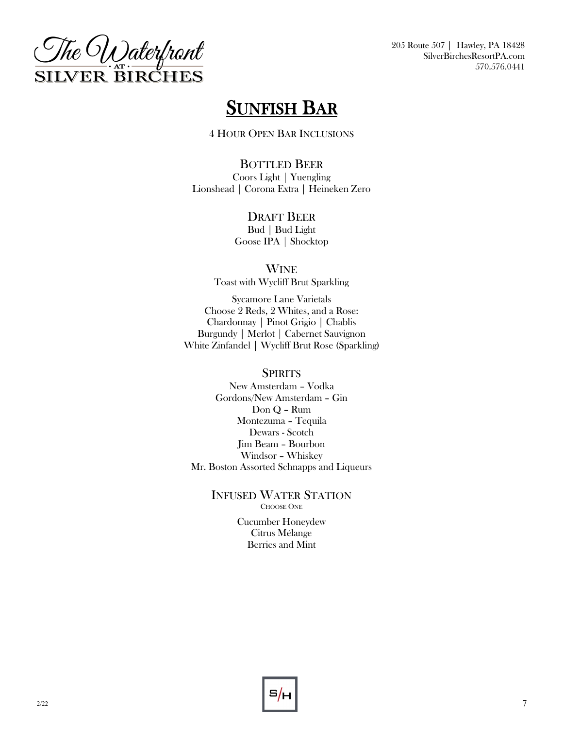# Sunfish Bar

4 Hour Open Bar Inclusions

## Bottled Beer

Coors Light | Yuengling
Lionshead | Corona Extra | Heineken Zero

## Draft Beer

Bud | Bud Light
Goose IPA | Shocktop

## Wine

Toast with Wycliff Brut Sparkling

Sycamore Lane Varietals
Choose 2 Reds, 2 Whites, and a Rose:
Chardonnay | Pinot Grigio | Chablis
Burgundy | Merlot | Cabernet Sauvignon
White Zinfandel | Wycliff Brut Rose (Sparkling)

## Spirits

New Amsterdam – Vodka
Gordons/New Amsterdam – Gin
Don Q – Rum
Montezuma – Tequila
Dewars - Scotch
Jim Beam – Bourbon
Windsor – Whiskey
Mr. Boston Assorted Schnapps and Liqueurs

## Infused Water Station

Choose One

Cucumber Honeydew
Citrus Mélange
Berries and Mint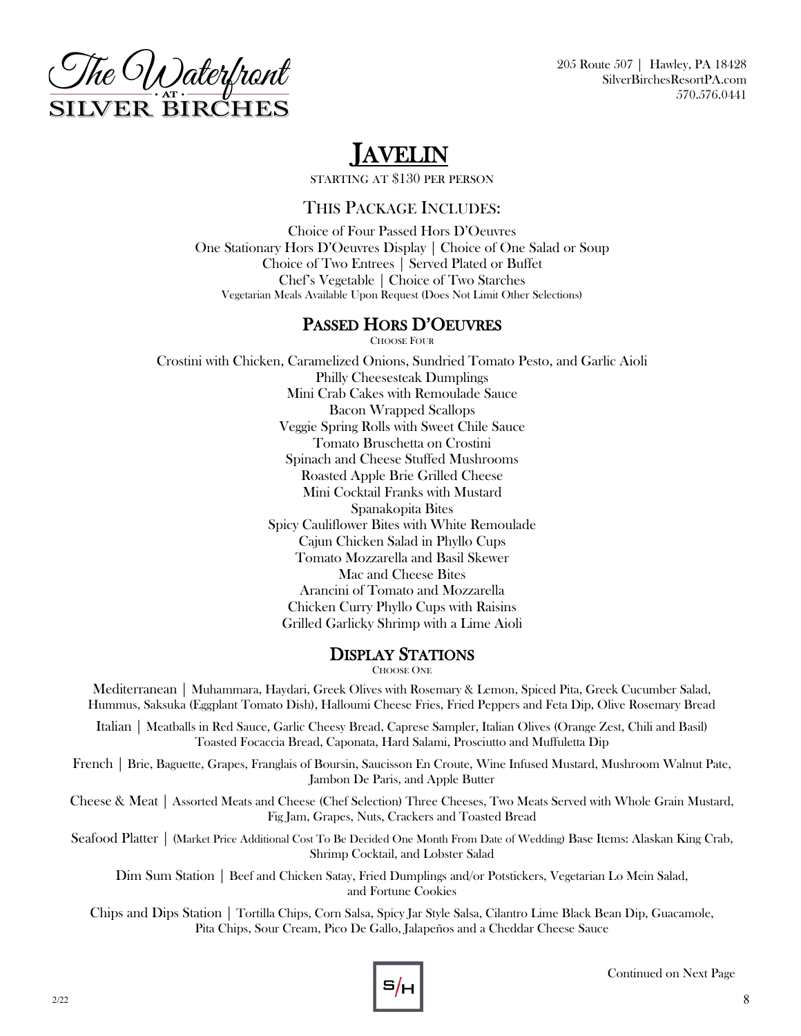The Waterfront at Silver Birches

205 Route 507 | Hawley, PA 18428
SilverBirchesResortPA.com
570.576.0441

# Javelin

STARTING AT $130 PER PERSON

## This Package Includes:

Choice of Four Passed Hors D'Oeuvres
One Stationary Hors D'Oeuvres Display | Choice of One Salad or Soup
Choice of Two Entrees | Served Plated or Buffet
Chef's Vegetable | Choice of Two Starches
Vegetarian Meals Available Upon Request (Does Not Limit Other Selections)

## Passed Hors D'Oeuvres

CHOOSE FOUR

Crostini with Chicken, Caramelized Onions, Sundried Tomato Pesto, and Garlic Aioli
Philly Cheesesteak Dumplings
Mini Crab Cakes with Remoulade Sauce
Bacon Wrapped Scallops
Veggie Spring Rolls with Sweet Chile Sauce
Tomato Bruschetta on Crostini
Spinach and Cheese Stuffed Mushrooms
Roasted Apple Brie Grilled Cheese
Mini Cocktail Franks with Mustard
Spanakopita Bites
Spicy Cauliflower Bites with White Remoulade
Cajun Chicken Salad in Phyllo Cups
Tomato Mozzarella and Basil Skewer
Mac and Cheese Bites
Arancini of Tomato and Mozzarella
Chicken Curry Phyllo Cups with Raisins
Grilled Garlicky Shrimp with a Lime Aioli

## Display Stations

CHOOSE ONE

Mediterranean | Muhammara, Haydari, Greek Olives with Rosemary & Lemon, Spiced Pita, Greek Cucumber Salad, Hummus, Saksuka (Eggplant Tomato Dish), Halloumi Cheese Fries, Fried Peppers and Feta Dip, Olive Rosemary Bread

Italian | Meatballs in Red Sauce, Garlic Cheesy Bread, Caprese Sampler, Italian Olives (Orange Zest, Chili and Basil) Toasted Focaccia Bread, Caponata, Hard Salami, Prosciutto and Muffuletta Dip

French | Brie, Baguette, Grapes, Franglais of Boursin, Saucisson En Croute, Wine Infused Mustard, Mushroom Walnut Pate, Jambon De Paris, and Apple Butter

Cheese & Meat | Assorted Meats and Cheese (Chef Selection) Three Cheeses, Two Meats Served with Whole Grain Mustard, Fig Jam, Grapes, Nuts, Crackers and Toasted Bread

Seafood Platter | (Market Price Additional Cost To Be Decided One Month From Date of Wedding) Base Items: Alaskan King Crab, Shrimp Cocktail, and Lobster Salad

Dim Sum Station | Beef and Chicken Satay, Fried Dumplings and/or Potstickers, Vegetarian Lo Mein Salad, and Fortune Cookies

Chips and Dips Station | Tortilla Chips, Corn Salsa, Spicy Jar Style Salsa, Cilantro Lime Black Bean Dip, Guacamole, Pita Chips, Sour Cream, Pico De Gallo, Jalapeños and a Cheddar Cheese Sauce

Continued on Next Page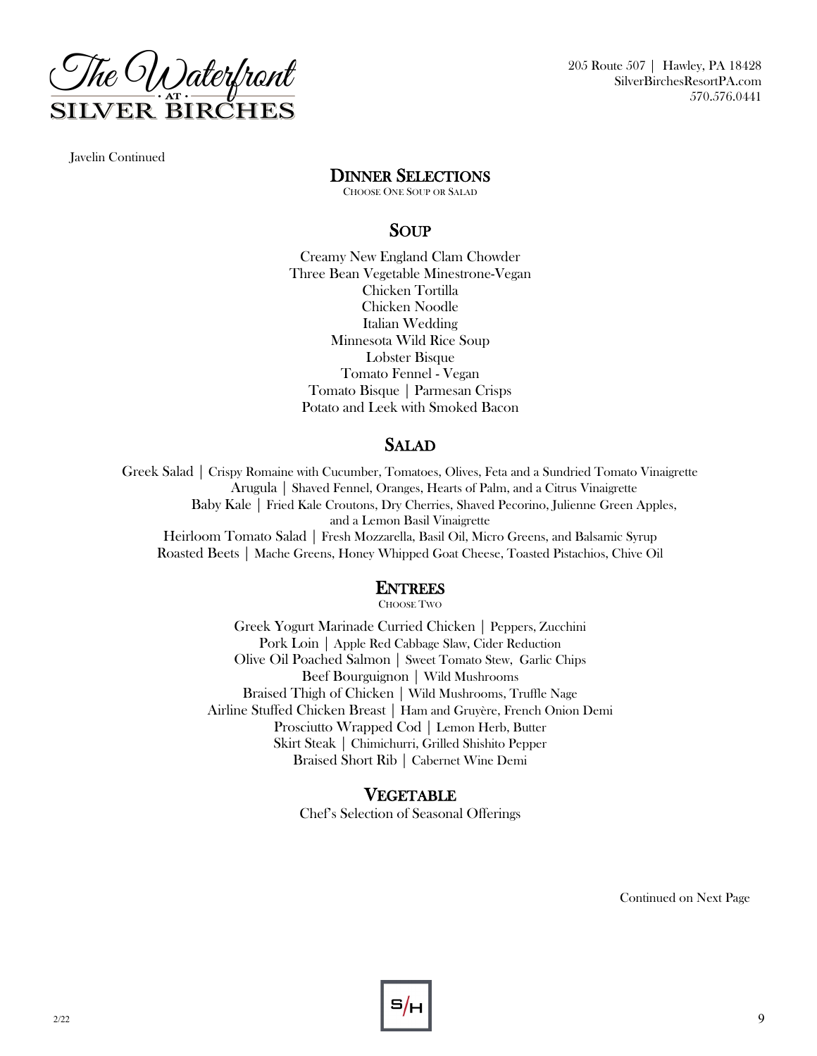Javelin Continued

## Dinner Selections

Choose One Soup or Salad

### Soup

Creamy New England Clam Chowder
Three Bean Vegetable Minestrone-Vegan
Chicken Tortilla
Chicken Noodle
Italian Wedding
Minnesota Wild Rice Soup
Lobster Bisque
Tomato Fennel - Vegan
Tomato Bisque | Parmesan Crisps
Potato and Leek with Smoked Bacon

### Salad

Greek Salad | Crispy Romaine with Cucumber, Tomatoes, Olives, Feta and a Sundried Tomato Vinaigrette
Arugula | Shaved Fennel, Oranges, Hearts of Palm, and a Citrus Vinaigrette
Baby Kale | Fried Kale Croutons, Dry Cherries, Shaved Pecorino, Julienne Green Apples, and a Lemon Basil Vinaigrette
Heirloom Tomato Salad | Fresh Mozzarella, Basil Oil, Micro Greens, and Balsamic Syrup
Roasted Beets | Mache Greens, Honey Whipped Goat Cheese, Toasted Pistachios, Chive Oil

### Entrees

Choose Two

Greek Yogurt Marinade Curried Chicken | Peppers, Zucchini
Pork Loin | Apple Red Cabbage Slaw, Cider Reduction
Olive Oil Poached Salmon | Sweet Tomato Stew, Garlic Chips
Beef Bourguignon | Wild Mushrooms
Braised Thigh of Chicken | Wild Mushrooms, Truffle Nage
Airline Stuffed Chicken Breast | Ham and Gruyère, French Onion Demi
Prosciutto Wrapped Cod | Lemon Herb, Butter
Skirt Steak | Chimichurri, Grilled Shishito Pepper
Braised Short Rib | Cabernet Wine Demi

### Vegetable

Chef's Selection of Seasonal Offerings

Continued on Next Page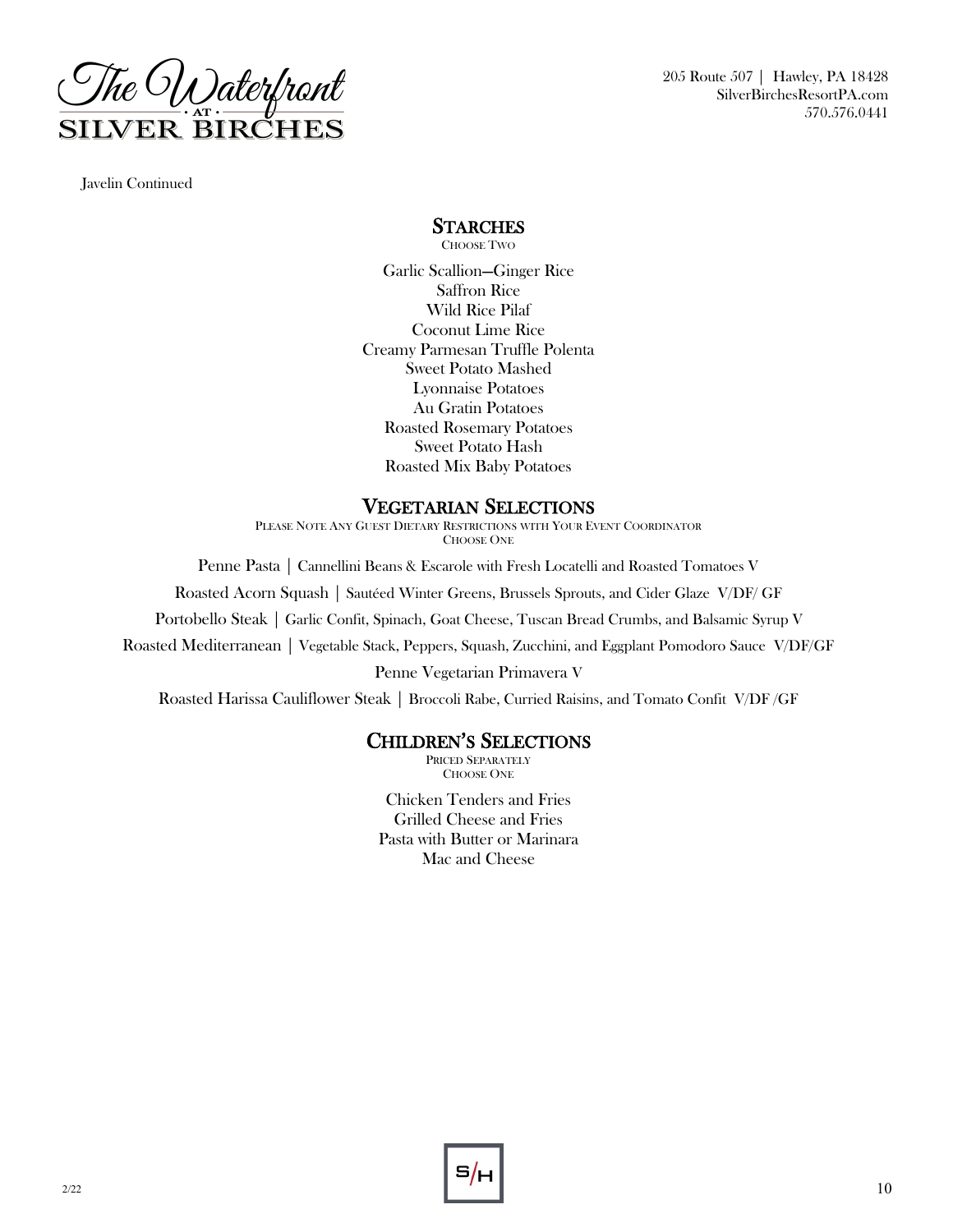Javelin Continued

## Starches

Choose Two

Garlic Scallion—Ginger Rice
Saffron Rice
Wild Rice Pilaf
Coconut Lime Rice
Creamy Parmesan Truffle Polenta
Sweet Potato Mashed
Lyonnaise Potatoes
Au Gratin Potatoes
Roasted Rosemary Potatoes
Sweet Potato Hash
Roasted Mix Baby Potatoes

## Vegetarian Selections

Please Note Any Guest Dietary Restrictions with Your Event Coordinator
Choose One

Penne Pasta | Cannellini Beans & Escarole with Fresh Locatelli and Roasted Tomatoes V

Roasted Acorn Squash | Sautéed Winter Greens, Brussels Sprouts, and Cider Glaze V/DF/ GF

Portobello Steak | Garlic Confit, Spinach, Goat Cheese, Tuscan Bread Crumbs, and Balsamic Syrup V

Roasted Mediterranean | Vegetable Stack, Peppers, Squash, Zucchini, and Eggplant Pomodoro Sauce V/DF/GF

Penne Vegetarian Primavera V

Roasted Harissa Cauliflower Steak | Broccoli Rabe, Curried Raisins, and Tomato Confit V/DF /GF

## Children's Selections

Priced Separately
Choose One

Chicken Tenders and Fries
Grilled Cheese and Fries
Pasta with Butter or Marinara
Mac and Cheese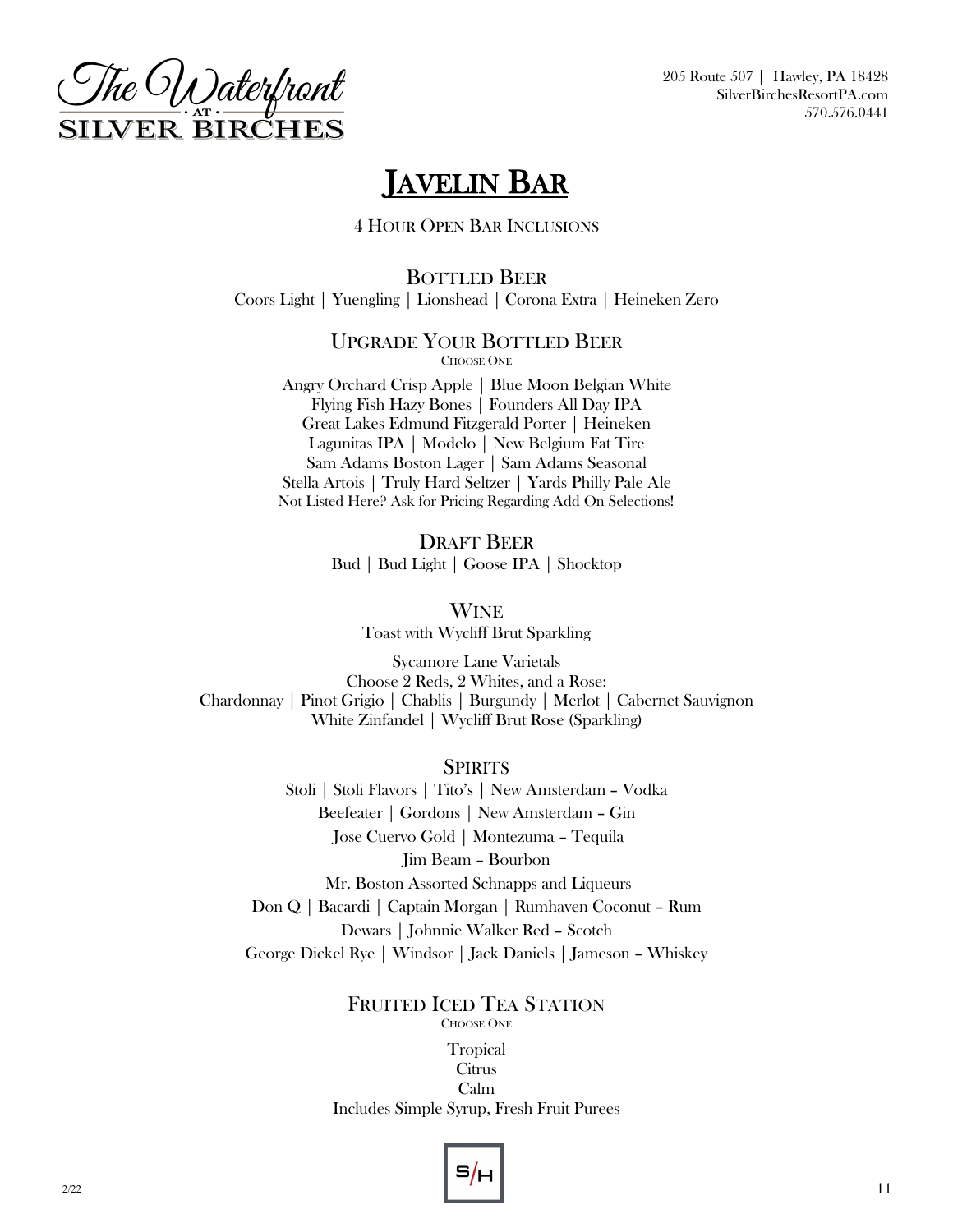The Waterfront at Silver Birches

205 Route 507 | Hawley, PA 18428
SilverBirchesResortPA.com
570.576.0441

# Javelin Bar

4 Hour Open Bar Inclusions

## Bottled Beer

Coors Light | Yuengling | Lionshead | Corona Extra | Heineken Zero

## Upgrade Your Bottled Beer

Choose One

Angry Orchard Crisp Apple | Blue Moon Belgian White
Flying Fish Hazy Bones | Founders All Day IPA
Great Lakes Edmund Fitzgerald Porter | Heineken
Lagunitas IPA | Modelo | New Belgium Fat Tire
Sam Adams Boston Lager | Sam Adams Seasonal
Stella Artois | Truly Hard Seltzer | Yards Philly Pale Ale
Not Listed Here? Ask for Pricing Regarding Add On Selections!

## Draft Beer

Bud | Bud Light | Goose IPA | Shocktop

## Wine

Toast with Wycliff Brut Sparkling

Sycamore Lane Varietals
Choose 2 Reds, 2 Whites, and a Rose:
Chardonnay | Pinot Grigio | Chablis | Burgundy | Merlot | Cabernet Sauvignon
White Zinfandel | Wycliff Brut Rose (Sparkling)

## Spirits

Stoli | Stoli Flavors | Tito's | New Amsterdam – Vodka

Beefeater | Gordons | New Amsterdam – Gin

Jose Cuervo Gold | Montezuma – Tequila

Jim Beam – Bourbon

Mr. Boston Assorted Schnapps and Liqueurs

Don Q | Bacardi | Captain Morgan | Rumhaven Coconut – Rum

Dewars | Johnnie Walker Red – Scotch

George Dickel Rye | Windsor | Jack Daniels | Jameson – Whiskey

## Fruited Iced Tea Station

Choose One

Tropical
Citrus
Calm
Includes Simple Syrup, Fresh Fruit Purees

2/22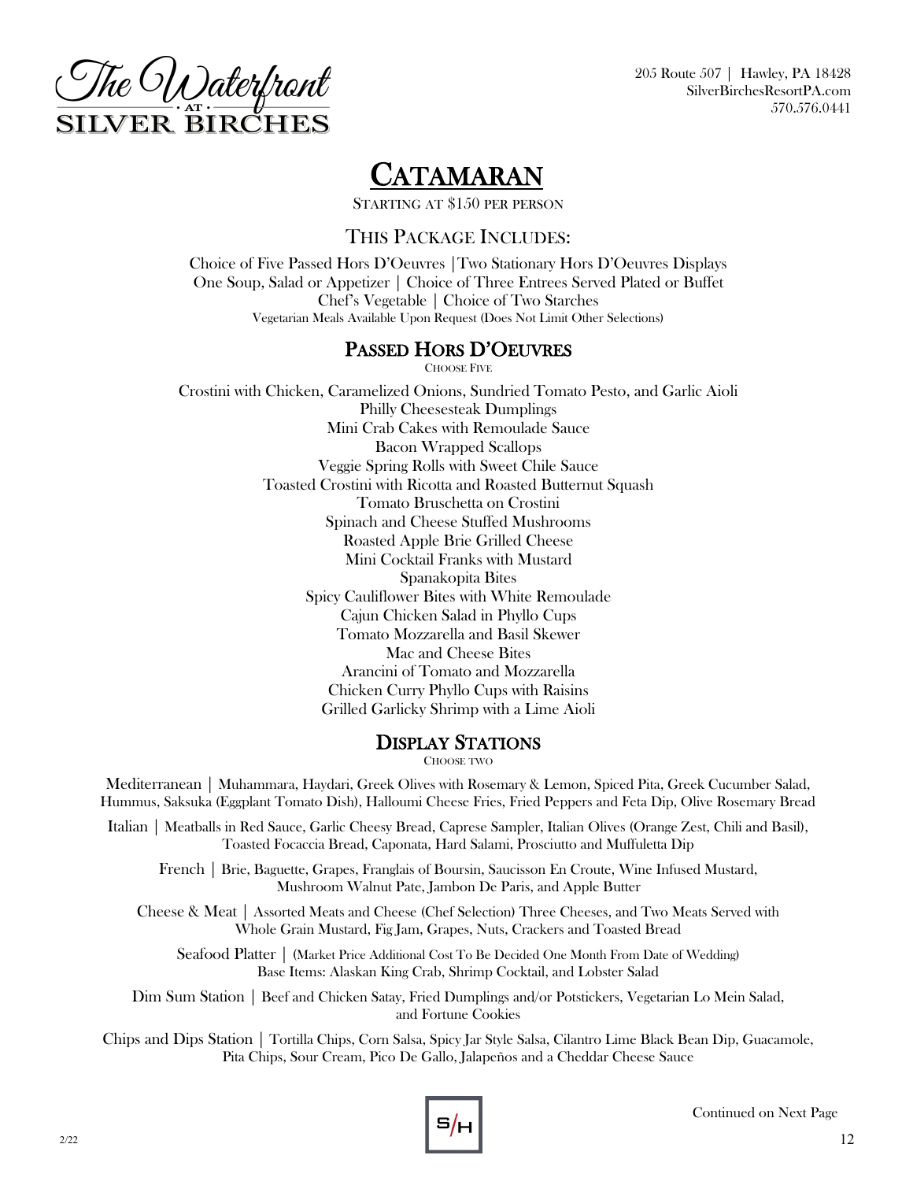The Waterfront at Silver Birches

205 Route 507 | Hawley, PA 18428
SilverBirchesResortPA.com
570.576.0441

# CATAMARAN

STARTING AT $150 PER PERSON

## THIS PACKAGE INCLUDES:

Choice of Five Passed Hors D'Oeuvres | Two Stationary Hors D'Oeuvres Displays
One Soup, Salad or Appetizer | Choice of Three Entrees Served Plated or Buffet
Chef's Vegetable | Choice of Two Starches
Vegetarian Meals Available Upon Request (Does Not Limit Other Selections)

## PASSED HORS D'OEUVRES

CHOOSE FIVE

Crostini with Chicken, Caramelized Onions, Sundried Tomato Pesto, and Garlic Aioli
Philly Cheesesteak Dumplings
Mini Crab Cakes with Remoulade Sauce
Bacon Wrapped Scallops
Veggie Spring Rolls with Sweet Chile Sauce
Toasted Crostini with Ricotta and Roasted Butternut Squash
Tomato Bruschetta on Crostini
Spinach and Cheese Stuffed Mushrooms
Roasted Apple Brie Grilled Cheese
Mini Cocktail Franks with Mustard
Spanakopita Bites
Spicy Cauliflower Bites with White Remoulade
Cajun Chicken Salad in Phyllo Cups
Tomato Mozzarella and Basil Skewer
Mac and Cheese Bites
Arancini of Tomato and Mozzarella
Chicken Curry Phyllo Cups with Raisins
Grilled Garlicky Shrimp with a Lime Aioli

## DISPLAY STATIONS

CHOOSE TWO

Mediterranean | Muhammara, Haydari, Greek Olives with Rosemary & Lemon, Spiced Pita, Greek Cucumber Salad, Hummus, Saksuka (Eggplant Tomato Dish), Halloumi Cheese Fries, Fried Peppers and Feta Dip, Olive Rosemary Bread

Italian | Meatballs in Red Sauce, Garlic Cheesy Bread, Caprese Sampler, Italian Olives (Orange Zest, Chili and Basil), Toasted Focaccia Bread, Caponata, Hard Salami, Prosciutto and Muffuletta Dip

French | Brie, Baguette, Grapes, Franglais of Boursin, Saucisson En Croute, Wine Infused Mustard, Mushroom Walnut Pate, Jambon De Paris, and Apple Butter

Cheese & Meat | Assorted Meats and Cheese (Chef Selection) Three Cheeses, and Two Meats Served with Whole Grain Mustard, Fig Jam, Grapes, Nuts, Crackers and Toasted Bread

Seafood Platter | (Market Price Additional Cost To Be Decided One Month From Date of Wedding)
Base Items: Alaskan King Crab, Shrimp Cocktail, and Lobster Salad

Dim Sum Station | Beef and Chicken Satay, Fried Dumplings and/or Potstickers, Vegetarian Lo Mein Salad, and Fortune Cookies

Chips and Dips Station | Tortilla Chips, Corn Salsa, Spicy Jar Style Salsa, Cilantro Lime Black Bean Dip, Guacamole, Pita Chips, Sour Cream, Pico De Gallo, Jalapeños and a Cheddar Cheese Sauce

Continued on Next Page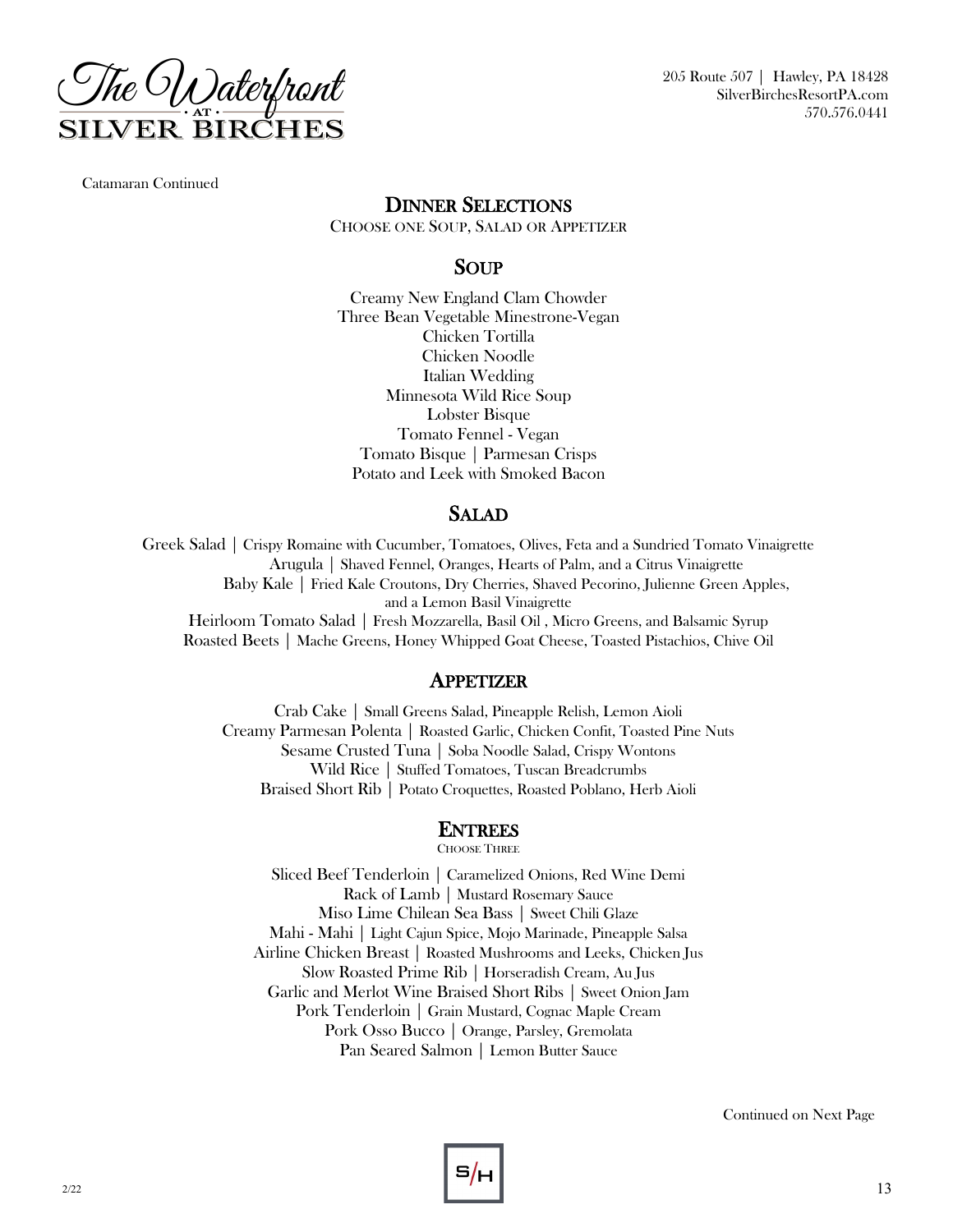Catamaran Continued

## Dinner Selections

Choose one Soup, Salad or Appetizer

### Soup

Creamy New England Clam Chowder
Three Bean Vegetable Minestrone-Vegan
Chicken Tortilla
Chicken Noodle
Italian Wedding
Minnesota Wild Rice Soup
Lobster Bisque
Tomato Fennel - Vegan
Tomato Bisque | Parmesan Crisps
Potato and Leek with Smoked Bacon

### Salad

Greek Salad | Crispy Romaine with Cucumber, Tomatoes, Olives, Feta and a Sundried Tomato Vinaigrette
Arugula | Shaved Fennel, Oranges, Hearts of Palm, and a Citrus Vinaigrette
Baby Kale | Fried Kale Croutons, Dry Cherries, Shaved Pecorino, Julienne Green Apples, and a Lemon Basil Vinaigrette
Heirloom Tomato Salad | Fresh Mozzarella, Basil Oil , Micro Greens, and Balsamic Syrup
Roasted Beets | Mache Greens, Honey Whipped Goat Cheese, Toasted Pistachios, Chive Oil

### Appetizer

Crab Cake | Small Greens Salad, Pineapple Relish, Lemon Aioli
Creamy Parmesan Polenta | Roasted Garlic, Chicken Confit, Toasted Pine Nuts
Sesame Crusted Tuna | Soba Noodle Salad, Crispy Wontons
Wild Rice | Stuffed Tomatoes, Tuscan Breadcrumbs
Braised Short Rib | Potato Croquettes, Roasted Poblano, Herb Aioli

### Entrees

Choose Three

Sliced Beef Tenderloin | Caramelized Onions, Red Wine Demi
Rack of Lamb | Mustard Rosemary Sauce
Miso Lime Chilean Sea Bass | Sweet Chili Glaze
Mahi - Mahi | Light Cajun Spice, Mojo Marinade, Pineapple Salsa
Airline Chicken Breast | Roasted Mushrooms and Leeks, Chicken Jus
Slow Roasted Prime Rib | Horseradish Cream, Au Jus
Garlic and Merlot Wine Braised Short Ribs | Sweet Onion Jam
Pork Tenderloin | Grain Mustard, Cognac Maple Cream
Pork Osso Bucco | Orange, Parsley, Gremolata
Pan Seared Salmon | Lemon Butter Sauce

Continued on Next Page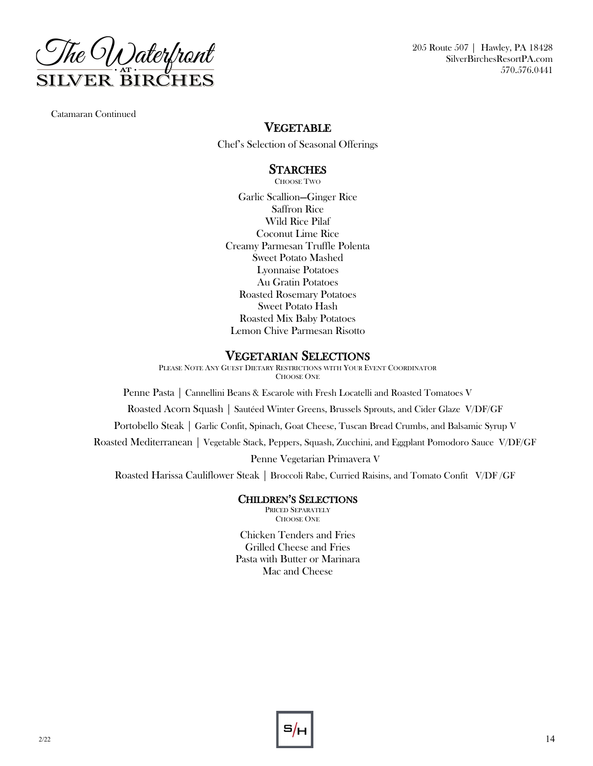Catamaran Continued

## Vegetable

Chef's Selection of Seasonal Offerings

## Starches

Choose Two

Garlic Scallion—Ginger Rice
Saffron Rice
Wild Rice Pilaf
Coconut Lime Rice
Creamy Parmesan Truffle Polenta
Sweet Potato Mashed
Lyonnaise Potatoes
Au Gratin Potatoes
Roasted Rosemary Potatoes
Sweet Potato Hash
Roasted Mix Baby Potatoes
Lemon Chive Parmesan Risotto

## Vegetarian Selections

Please Note Any Guest Dietary Restrictions with Your Event Coordinator
Choose One

Penne Pasta | Cannellini Beans & Escarole with Fresh Locatelli and Roasted Tomatoes V

Roasted Acorn Squash | Sautéed Winter Greens, Brussels Sprouts, and Cider Glaze V/DF/GF

Portobello Steak | Garlic Confit, Spinach, Goat Cheese, Tuscan Bread Crumbs, and Balsamic Syrup V

Roasted Mediterranean | Vegetable Stack, Peppers, Squash, Zucchini, and Eggplant Pomodoro Sauce V/DF/GF

Penne Vegetarian Primavera V

Roasted Harissa Cauliflower Steak | Broccoli Rabe, Curried Raisins, and Tomato Confit V/DF /GF

## Children's Selections

Priced Separately
Choose One

Chicken Tenders and Fries
Grilled Cheese and Fries
Pasta with Butter or Marinara
Mac and Cheese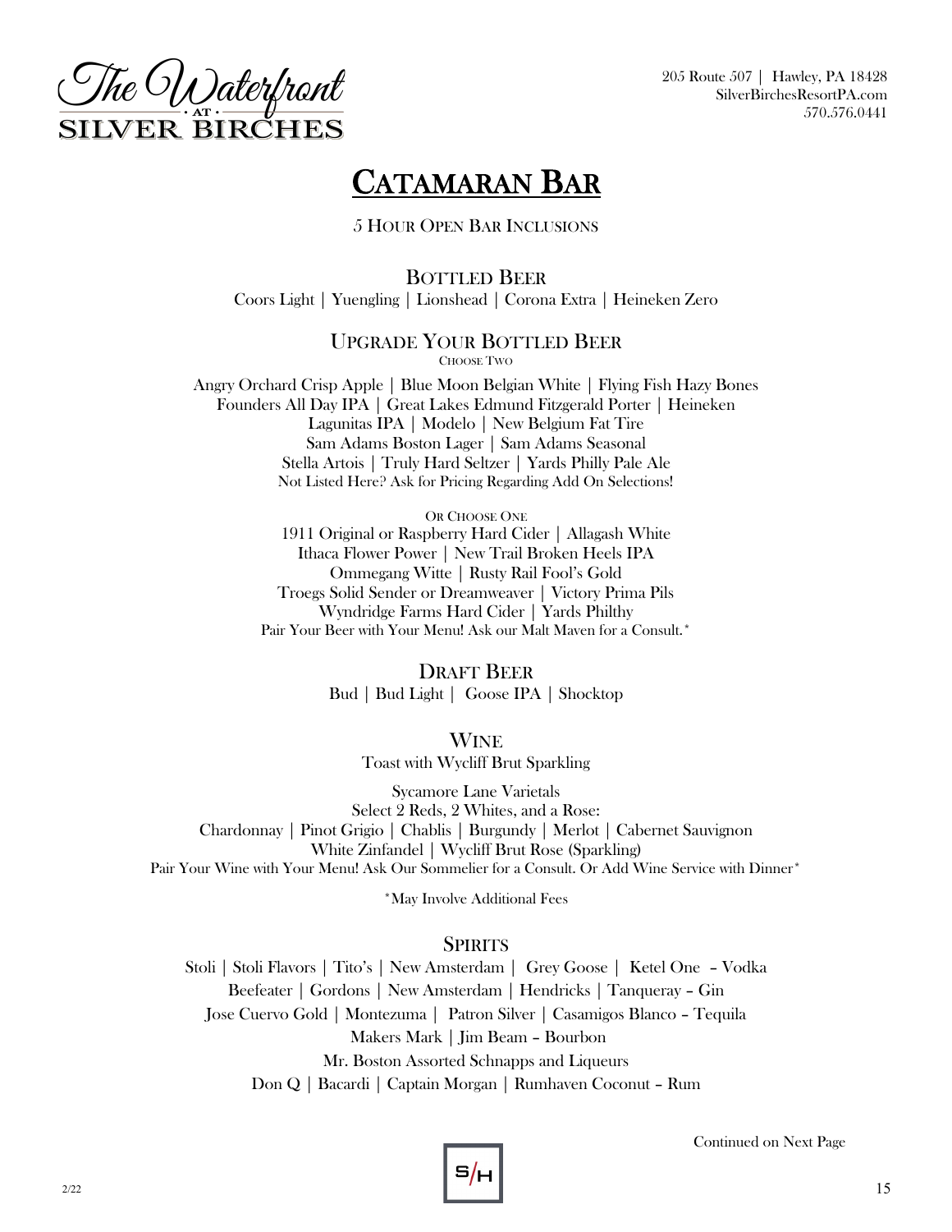The Waterfront at Silver Birches

205 Route 507 | Hawley, PA 18428
SilverBirchesResortPA.com
570.576.0441

# Catamaran Bar

5 Hour Open Bar Inclusions

## Bottled Beer

Coors Light | Yuengling | Lionshead | Corona Extra | Heineken Zero

## Upgrade Your Bottled Beer

Choose Two

Angry Orchard Crisp Apple | Blue Moon Belgian White | Flying Fish Hazy Bones
Founders All Day IPA | Great Lakes Edmund Fitzgerald Porter | Heineken
Lagunitas IPA | Modelo | New Belgium Fat Tire
Sam Adams Boston Lager | Sam Adams Seasonal
Stella Artois | Truly Hard Seltzer | Yards Philly Pale Ale
Not Listed Here? Ask for Pricing Regarding Add On Selections!

Or Choose One

1911 Original or Raspberry Hard Cider | Allagash White
Ithaca Flower Power | New Trail Broken Heels IPA
Ommegang Witte | Rusty Rail Fool's Gold
Troegs Solid Sender or Dreamweaver | Victory Prima Pils
Wyndridge Farms Hard Cider | Yards Philthy
Pair Your Beer with Your Menu! Ask our Malt Maven for a Consult.*

## Draft Beer

Bud | Bud Light | Goose IPA | Shocktop

## Wine

Toast with Wycliff Brut Sparkling

Sycamore Lane Varietals
Select 2 Reds, 2 Whites, and a Rose:
Chardonnay | Pinot Grigio | Chablis | Burgundy | Merlot | Cabernet Sauvignon
White Zinfandel | Wycliff Brut Rose (Sparkling)
Pair Your Wine with Your Menu! Ask Our Sommelier for a Consult. Or Add Wine Service with Dinner*

*May Involve Additional Fees

## Spirits

Stoli | Stoli Flavors | Tito's | New Amsterdam | Grey Goose | Ketel One – Vodka
Beefeater | Gordons | New Amsterdam | Hendricks | Tanqueray – Gin
Jose Cuervo Gold | Montezuma | Patron Silver | Casamigos Blanco – Tequila
Makers Mark | Jim Beam – Bourbon
Mr. Boston Assorted Schnapps and Liqueurs
Don Q | Bacardi | Captain Morgan | Rumhaven Coconut – Rum

Continued on Next Page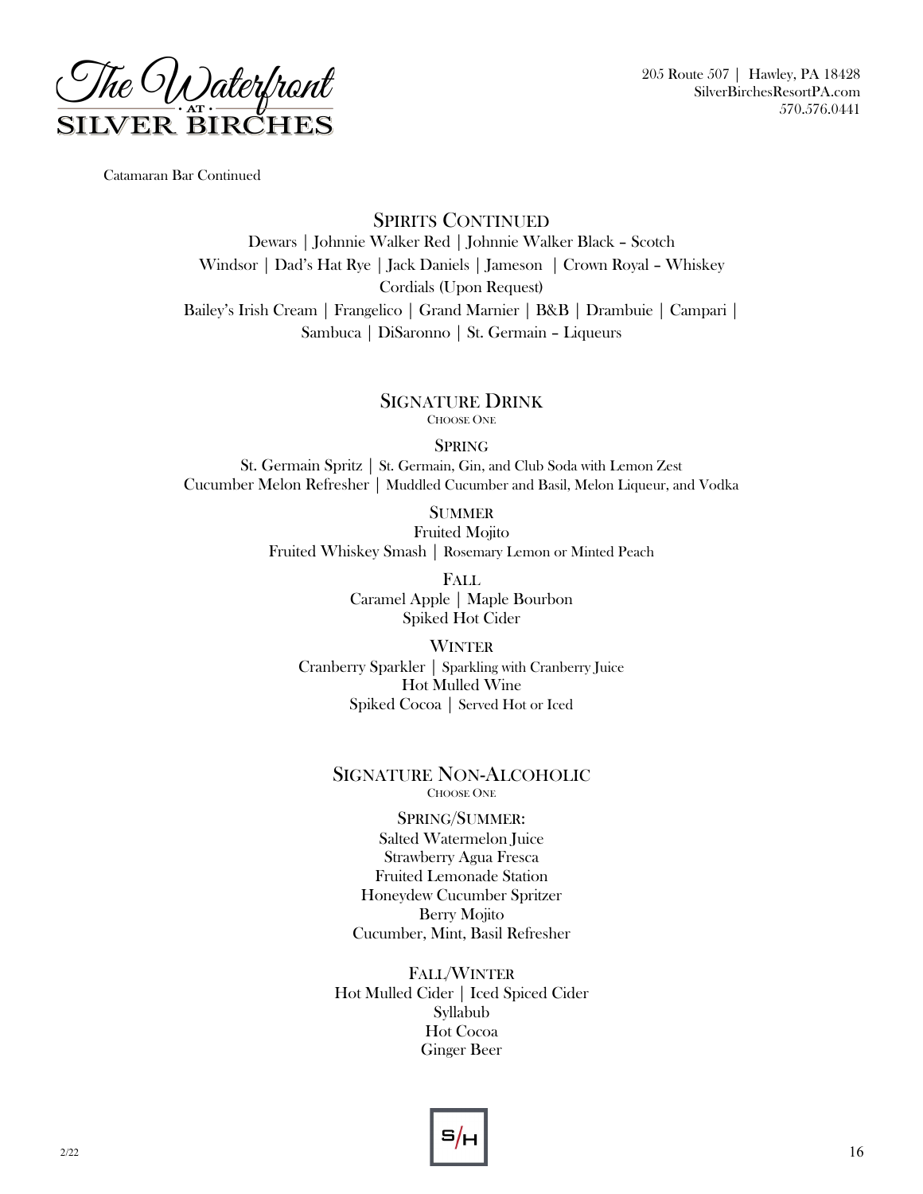Catamaran Bar Continued

## Spirits Continued

Dewars | Johnnie Walker Red | Johnnie Walker Black – Scotch
Windsor | Dad's Hat Rye | Jack Daniels | Jameson | Crown Royal – Whiskey
Cordials (Upon Request)
Bailey's Irish Cream | Frangelico | Grand Marnier | B&B | Drambuie | Campari | Sambuca | DiSaronno | St. Germain – Liqueurs

## Signature Drink

Choose One

### Spring

St. Germain Spritz | St. Germain, Gin, and Club Soda with Lemon Zest
Cucumber Melon Refresher | Muddled Cucumber and Basil, Melon Liqueur, and Vodka

### Summer

Fruited Mojito
Fruited Whiskey Smash | Rosemary Lemon or Minted Peach

### Fall

Caramel Apple | Maple Bourbon
Spiked Hot Cider

### Winter

Cranberry Sparkler | Sparkling with Cranberry Juice
Hot Mulled Wine
Spiked Cocoa | Served Hot or Iced

## Signature Non-Alcoholic

Choose One

### Spring/Summer:

Salted Watermelon Juice
Strawberry Agua Fresca
Fruited Lemonade Station
Honeydew Cucumber Spritzer
Berry Mojito
Cucumber, Mint, Basil Refresher

### Fall/Winter

Hot Mulled Cider | Iced Spiced Cider
Syllabub
Hot Cocoa
Ginger Beer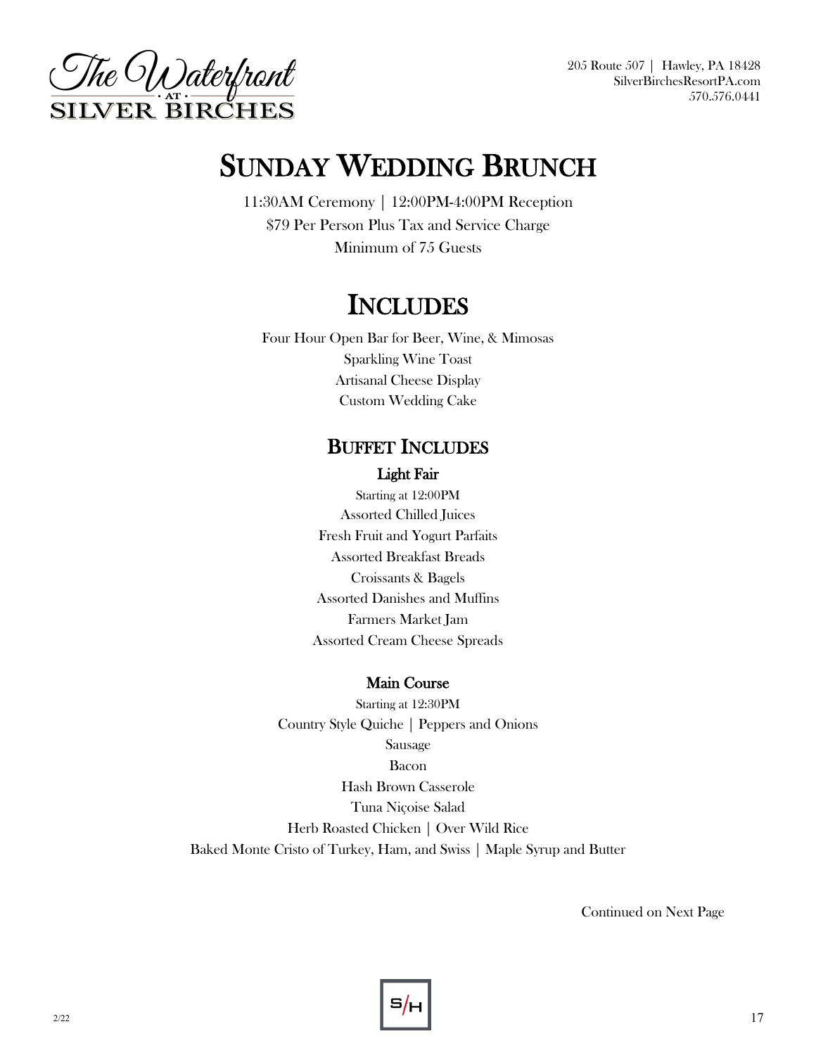# SUNDAY WEDDING BRUNCH

11:30AM Ceremony | 12:00PM-4:00PM Reception

$79 Per Person Plus Tax and Service Charge

Minimum of 75 Guests

## INCLUDES

Four Hour Open Bar for Beer, Wine, & Mimosas

Sparkling Wine Toast

Artisanal Cheese Display

Custom Wedding Cake

### BUFFET INCLUDES

**Light Fair**

Starting at 12:00PM

Assorted Chilled Juices

Fresh Fruit and Yogurt Parfaits

Assorted Breakfast Breads

Croissants & Bagels

Assorted Danishes and Muffins

Farmers Market Jam

Assorted Cream Cheese Spreads

**Main Course**

Starting at 12:30PM

Country Style Quiche | Peppers and Onions

Sausage

Bacon

Hash Brown Casserole

Tuna Niçoise Salad

Herb Roasted Chicken | Over Wild Rice

Baked Monte Cristo of Turkey, Ham, and Swiss | Maple Syrup and Butter

Continued on Next Page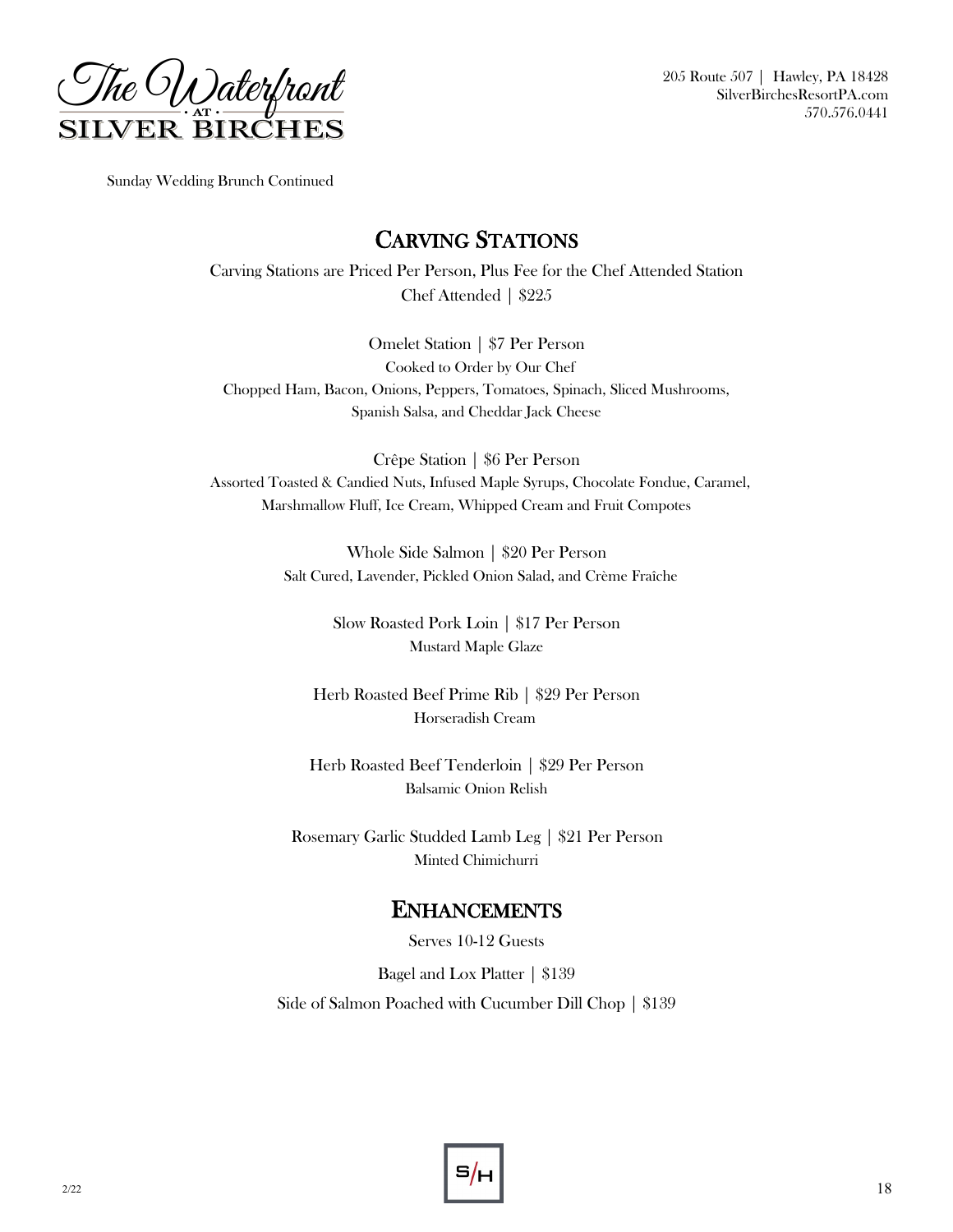Sunday Wedding Brunch Continued

## Carving Stations

Carving Stations are Priced Per Person, Plus Fee for the Chef Attended Station
Chef Attended | $225

Omelet Station | $7 Per Person
Cooked to Order by Our Chef
Chopped Ham, Bacon, Onions, Peppers, Tomatoes, Spinach, Sliced Mushrooms, Spanish Salsa, and Cheddar Jack Cheese

Crêpe Station | $6 Per Person
Assorted Toasted & Candied Nuts, Infused Maple Syrups, Chocolate Fondue, Caramel, Marshmallow Fluff, Ice Cream, Whipped Cream and Fruit Compotes

Whole Side Salmon | $20 Per Person
Salt Cured, Lavender, Pickled Onion Salad, and Crème Fraîche

Slow Roasted Pork Loin | $17 Per Person
Mustard Maple Glaze

Herb Roasted Beef Prime Rib | $29 Per Person
Horseradish Cream

Herb Roasted Beef Tenderloin | $29 Per Person
Balsamic Onion Relish

Rosemary Garlic Studded Lamb Leg | $21 Per Person
Minted Chimichurri

## Enhancements

Serves 10-12 Guests

Bagel and Lox Platter | $139

Side of Salmon Poached with Cucumber Dill Chop | $139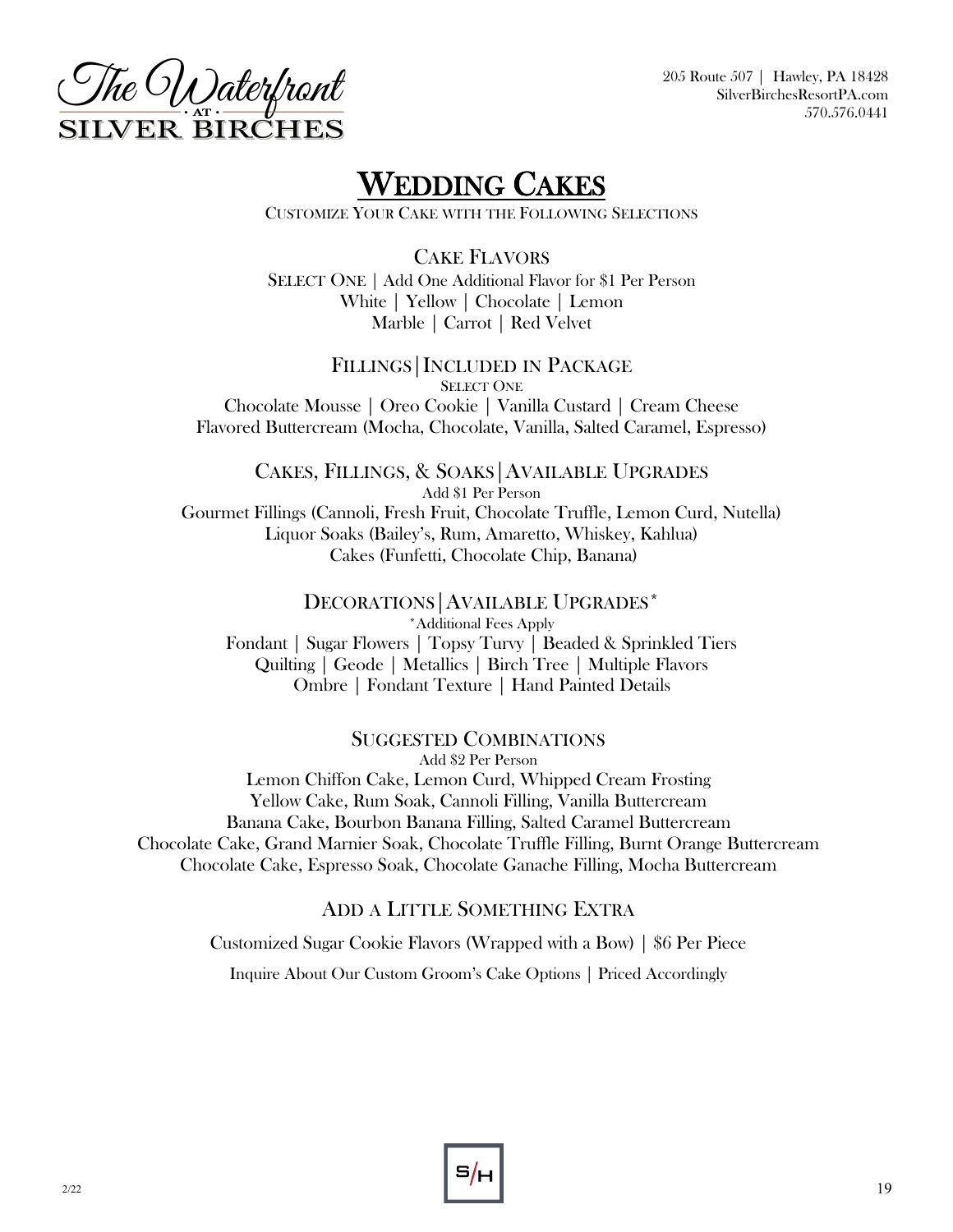# Wedding Cakes

Customize Your Cake with the Following Selections

## Cake Flavors

Select One | Add One Additional Flavor for $1 Per Person

White | Yellow | Chocolate | Lemon

Marble | Carrot | Red Velvet

## Fillings|Included in Package

Select One

Chocolate Mousse | Oreo Cookie | Vanilla Custard | Cream Cheese

Flavored Buttercream (Mocha, Chocolate, Vanilla, Salted Caramel, Espresso)

## Cakes, Fillings, & Soaks|Available Upgrades

Add $1 Per Person

Gourmet Fillings (Cannoli, Fresh Fruit, Chocolate Truffle, Lemon Curd, Nutella)

Liquor Soaks (Bailey's, Rum, Amaretto, Whiskey, Kahlua)

Cakes (Funfetti, Chocolate Chip, Banana)

## Decorations|Available Upgrades*

*Additional Fees Apply

Fondant | Sugar Flowers | Topsy Turvy | Beaded & Sprinkled Tiers

Quilting | Geode | Metallics | Birch Tree | Multiple Flavors

Ombre | Fondant Texture | Hand Painted Details

## Suggested Combinations

Add $2 Per Person

Lemon Chiffon Cake, Lemon Curd, Whipped Cream Frosting

Yellow Cake, Rum Soak, Cannoli Filling, Vanilla Buttercream

Banana Cake, Bourbon Banana Filling, Salted Caramel Buttercream

Chocolate Cake, Grand Marnier Soak, Chocolate Truffle Filling, Burnt Orange Buttercream

Chocolate Cake, Espresso Soak, Chocolate Ganache Filling, Mocha Buttercream

## Add a Little Something Extra

Customized Sugar Cookie Flavors (Wrapped with a Bow) | $6 Per Piece

Inquire About Our Custom Groom's Cake Options | Priced Accordingly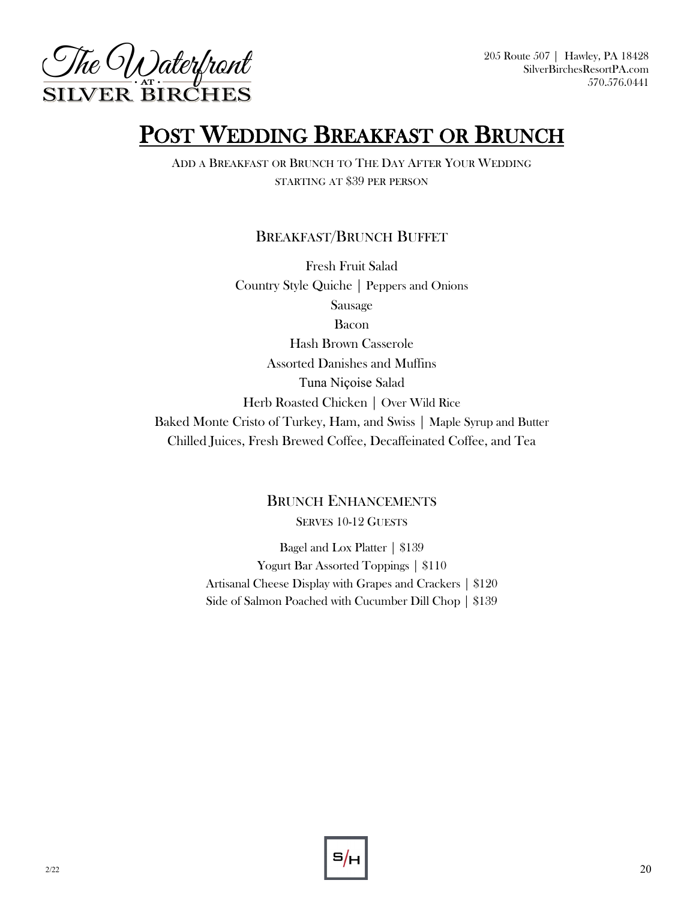205 Route 507 | Hawley, PA 18428
SilverBirchesResortPA.com
570.576.0441

# Post Wedding Breakfast or Brunch

Add a Breakfast or Brunch to The Day After Your Wedding
starting at $39 per person

## Breakfast/Brunch Buffet

Fresh Fruit Salad
Country Style Quiche | Peppers and Onions
Sausage
Bacon
Hash Brown Casserole
Assorted Danishes and Muffins
Tuna Niçoise Salad
Herb Roasted Chicken | Over Wild Rice
Baked Monte Cristo of Turkey, Ham, and Swiss | Maple Syrup and Butter
Chilled Juices, Fresh Brewed Coffee, Decaffeinated Coffee, and Tea

## Brunch Enhancements

Serves 10-12 Guests

Bagel and Lox Platter | $139
Yogurt Bar Assorted Toppings | $110
Artisanal Cheese Display with Grapes and Crackers | $120
Side of Salmon Poached with Cucumber Dill Chop | $139

2/22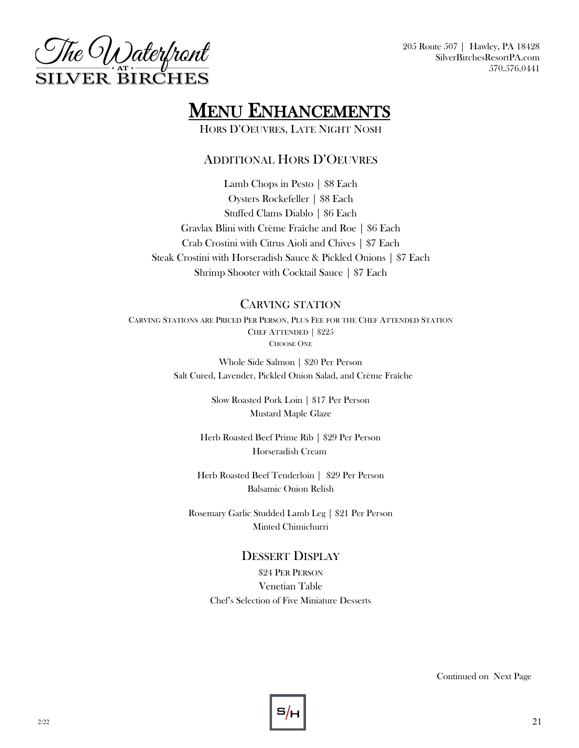# Menu Enhancements

Hors D'Oeuvres, Late Night Nosh

## Additional Hors D'Oeuvres

Lamb Chops in Pesto | $8 Each
Oysters Rockefeller | $8 Each
Stuffed Clams Diablo | $6 Each
Gravlax Blini with Crème Fraîche and Roe | $6 Each
Crab Crostini with Citrus Aioli and Chives | $7 Each
Steak Crostini with Horseradish Sauce & Pickled Onions | $7 Each
Shrimp Shooter with Cocktail Sauce | $7 Each

## Carving Station

Carving Stations are Priced Per Person, Plus Fee for the Chef Attended Station
Chef Attended | $225
Choose One

Whole Side Salmon | $20 Per Person
Salt Cured, Lavender, Pickled Onion Salad, and Crème Fraîche

Slow Roasted Pork Loin | $17 Per Person
Mustard Maple Glaze

Herb Roasted Beef Prime Rib | $29 Per Person
Horseradish Cream

Herb Roasted Beef Tenderloin | $29 Per Person
Balsamic Onion Relish

Rosemary Garlic Studded Lamb Leg | $21 Per Person
Minted Chimichurri

## Dessert Display

$24 Per Person
Venetian Table
Chef's Selection of Five Miniature Desserts

Continued on Next Page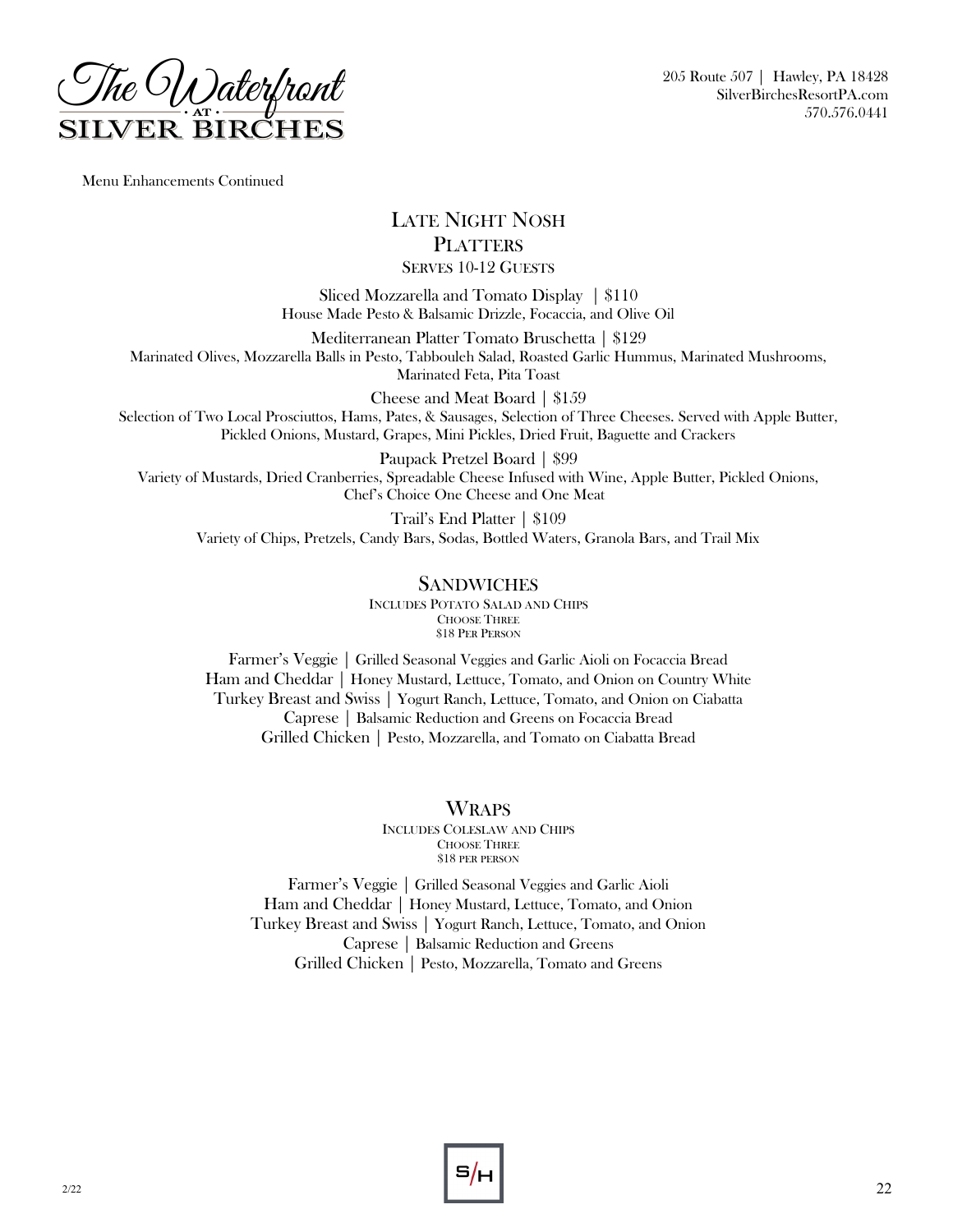Menu Enhancements Continued

# Late Night Nosh

## Platters

Serves 10-12 Guests

Sliced Mozzarella and Tomato Display | $110
House Made Pesto & Balsamic Drizzle, Focaccia, and Olive Oil

Mediterranean Platter Tomato Bruschetta | $129
Marinated Olives, Mozzarella Balls in Pesto, Tabbouleh Salad, Roasted Garlic Hummus, Marinated Mushrooms, Marinated Feta, Pita Toast

Cheese and Meat Board | $159
Selection of Two Local Prosciuttos, Hams, Pates, & Sausages, Selection of Three Cheeses. Served with Apple Butter, Pickled Onions, Mustard, Grapes, Mini Pickles, Dried Fruit, Baguette and Crackers

Paupack Pretzel Board | $99
Variety of Mustards, Dried Cranberries, Spreadable Cheese Infused with Wine, Apple Butter, Pickled Onions, Chef's Choice One Cheese and One Meat

Trail's End Platter | $109
Variety of Chips, Pretzels, Candy Bars, Sodas, Bottled Waters, Granola Bars, and Trail Mix

## Sandwiches

Includes Potato Salad and Chips
Choose Three
$18 Per Person

Farmer's Veggie | Grilled Seasonal Veggies and Garlic Aioli on Focaccia Bread
Ham and Cheddar | Honey Mustard, Lettuce, Tomato, and Onion on Country White
Turkey Breast and Swiss | Yogurt Ranch, Lettuce, Tomato, and Onion on Ciabatta
Caprese | Balsamic Reduction and Greens on Focaccia Bread
Grilled Chicken | Pesto, Mozzarella, and Tomato on Ciabatta Bread

## Wraps

Includes Coleslaw and Chips
Choose Three
$18 per person

Farmer's Veggie | Grilled Seasonal Veggies and Garlic Aioli
Ham and Cheddar | Honey Mustard, Lettuce, Tomato, and Onion
Turkey Breast and Swiss | Yogurt Ranch, Lettuce, Tomato, and Onion
Caprese | Balsamic Reduction and Greens
Grilled Chicken | Pesto, Mozzarella, Tomato and Greens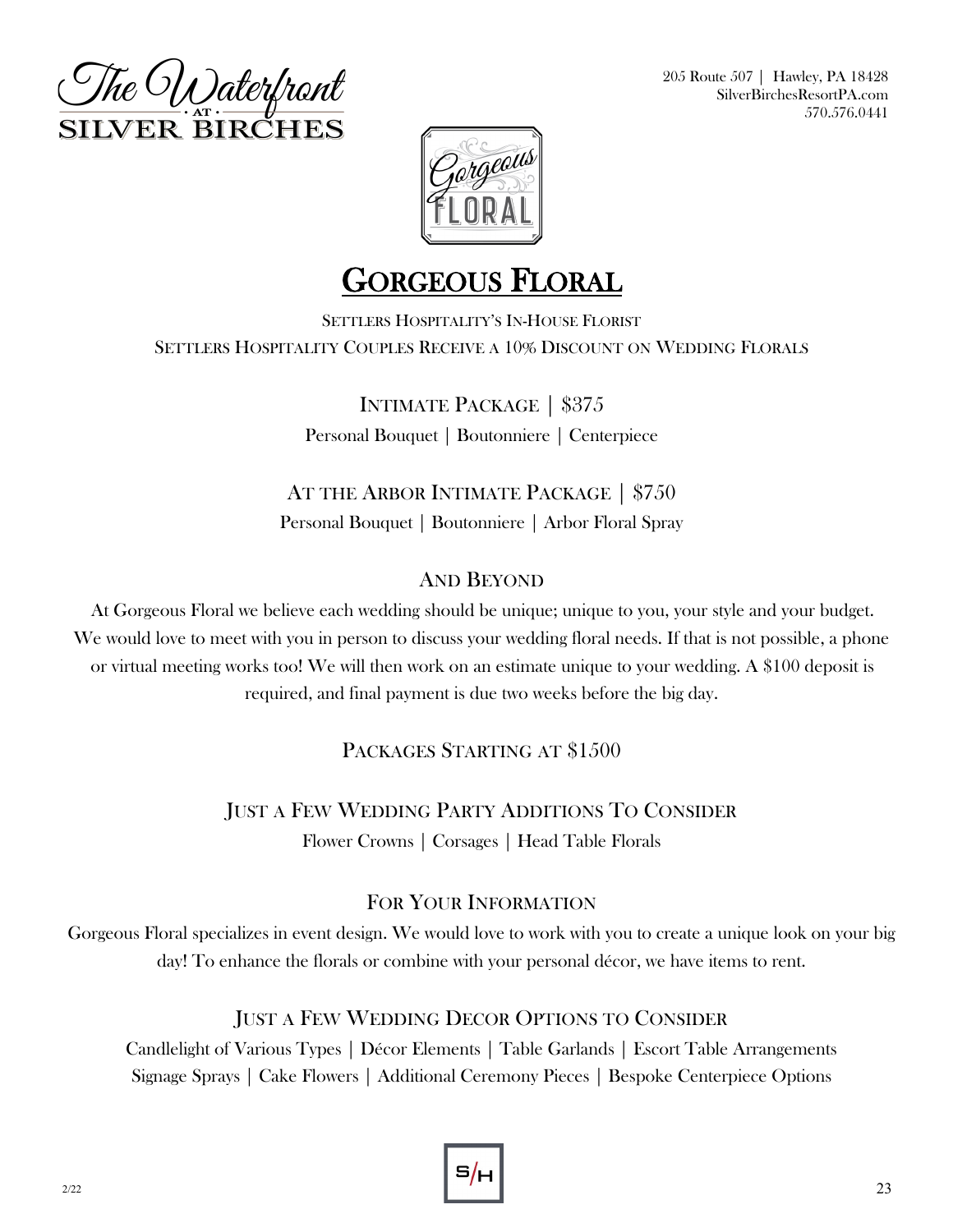# Gorgeous Floral

Settlers Hospitality's In-House Florist
Settlers Hospitality Couples Receive a 10% Discount on Wedding Florals

## Intimate Package | $375

Personal Bouquet | Boutonniere | Centerpiece

## At the Arbor Intimate Package | $750

Personal Bouquet | Boutonniere | Arbor Floral Spray

## And Beyond

At Gorgeous Floral we believe each wedding should be unique; unique to you, your style and your budget. We would love to meet with you in person to discuss your wedding floral needs. If that is not possible, a phone or virtual meeting works too! We will then work on an estimate unique to your wedding. A $100 deposit is required, and final payment is due two weeks before the big day.

## Packages Starting at $1500

## Just a Few Wedding Party Additions To Consider

Flower Crowns | Corsages | Head Table Florals

## For Your Information

Gorgeous Floral specializes in event design. We would love to work with you to create a unique look on your big day! To enhance the florals or combine with your personal décor, we have items to rent.

## Just a Few Wedding Decor Options to Consider

Candlelight of Various Types | Décor Elements | Table Garlands | Escort Table Arrangements
Signage Sprays | Cake Flowers | Additional Ceremony Pieces | Bespoke Centerpiece Options